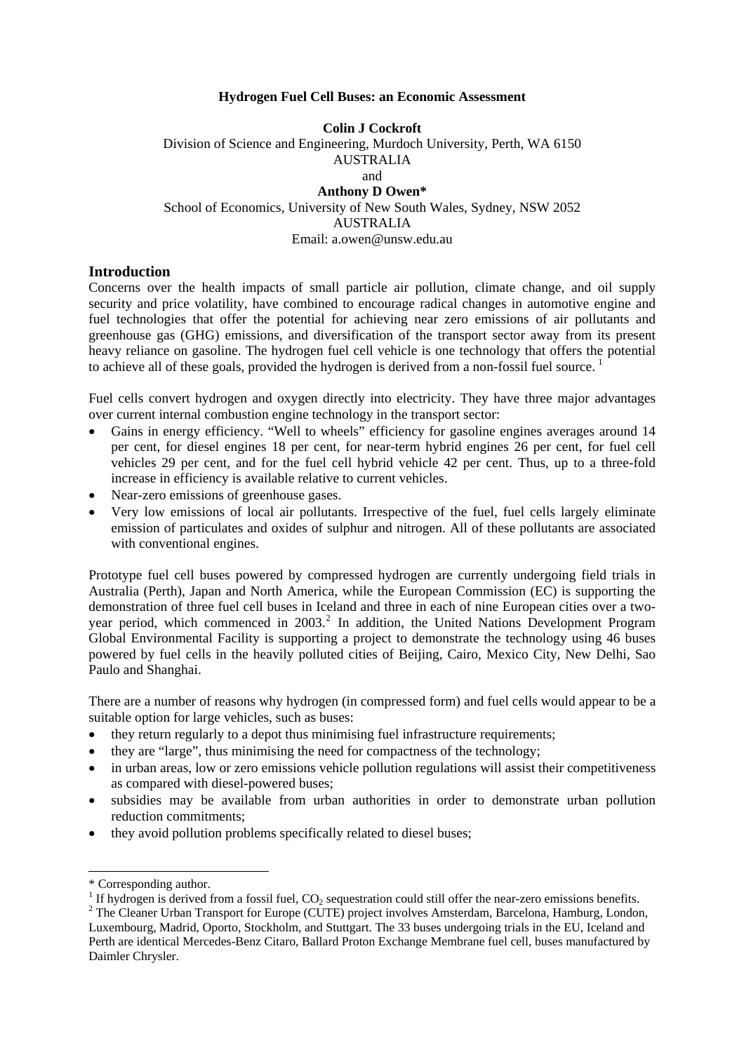# Hydrogen Fuel Cell Buses: an Economic Assessment

**Colin J Cockroft**
Division of Science and Engineering, Murdoch University, Perth, WA 6150
AUSTRALIA
and
**Anthony D Owen***
School of Economics, University of New South Wales, Sydney, NSW 2052
AUSTRALIA
Email: a.owen@unsw.edu.au

## Introduction

Concerns over the health impacts of small particle air pollution, climate change, and oil supply security and price volatility, have combined to encourage radical changes in automotive engine and fuel technologies that offer the potential for achieving near zero emissions of air pollutants and greenhouse gas (GHG) emissions, and diversification of the transport sector away from its present heavy reliance on gasoline. The hydrogen fuel cell vehicle is one technology that offers the potential to achieve all of these goals, provided the hydrogen is derived from a non-fossil fuel source. [1]

Fuel cells convert hydrogen and oxygen directly into electricity. They have three major advantages over current internal combustion engine technology in the transport sector:

- Gains in energy efficiency. "Well to wheels" efficiency for gasoline engines averages around 14 per cent, for diesel engines 18 per cent, for near-term hybrid engines 26 per cent, for fuel cell vehicles 29 per cent, and for the fuel cell hybrid vehicle 42 per cent. Thus, up to a three-fold increase in efficiency is available relative to current vehicles.
- Near-zero emissions of greenhouse gases.
- Very low emissions of local air pollutants. Irrespective of the fuel, fuel cells largely eliminate emission of particulates and oxides of sulphur and nitrogen. All of these pollutants are associated with conventional engines.

Prototype fuel cell buses powered by compressed hydrogen are currently undergoing field trials in Australia (Perth), Japan and North America, while the European Commission (EC) is supporting the demonstration of three fuel cell buses in Iceland and three in each of nine European cities over a two-year period, which commenced in 2003.[2] In addition, the United Nations Development Program Global Environmental Facility is supporting a project to demonstrate the technology using 46 buses powered by fuel cells in the heavily polluted cities of Beijing, Cairo, Mexico City, New Delhi, Sao Paulo and Shanghai.

There are a number of reasons why hydrogen (in compressed form) and fuel cells would appear to be a suitable option for large vehicles, such as buses:

- they return regularly to a depot thus minimising fuel infrastructure requirements;
- they are "large", thus minimising the need for compactness of the technology;
- in urban areas, low or zero emissions vehicle pollution regulations will assist their competitiveness as compared with diesel-powered buses;
- subsidies may be available from urban authorities in order to demonstrate urban pollution reduction commitments;
- they avoid pollution problems specifically related to diesel buses;

---

* Corresponding author.

[1] If hydrogen is derived from a fossil fuel, $CO_2$ sequestration could still offer the near-zero emissions benefits.

[2] The Cleaner Urban Transport for Europe (CUTE) project involves Amsterdam, Barcelona, Hamburg, London, Luxembourg, Madrid, Oporto, Stockholm, and Stuttgart. The 33 buses undergoing trials in the EU, Iceland and Perth are identical Mercedes-Benz Citaro, Ballard Proton Exchange Membrane fuel cell, buses manufactured by Daimler Chrysler.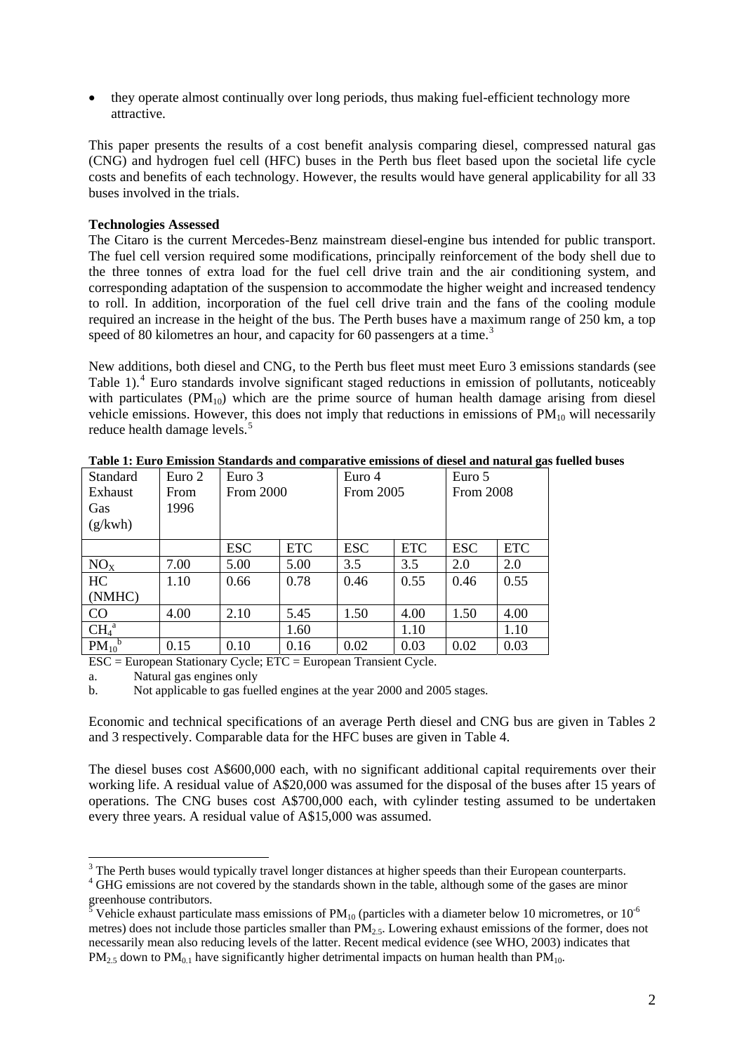- they operate almost continually over long periods, thus making fuel-efficient technology more attractive.

This paper presents the results of a cost benefit analysis comparing diesel, compressed natural gas (CNG) and hydrogen fuel cell (HFC) buses in the Perth bus fleet based upon the societal life cycle costs and benefits of each technology. However, the results would have general applicability for all 33 buses involved in the trials.

**Technologies Assessed**

The Citaro is the current Mercedes-Benz mainstream diesel-engine bus intended for public transport. The fuel cell version required some modifications, principally reinforcement of the body shell due to the three tonnes of extra load for the fuel cell drive train and the air conditioning system, and corresponding adaptation of the suspension to accommodate the higher weight and increased tendency to roll. In addition, incorporation of the fuel cell drive train and the fans of the cooling module required an increase in the height of the bus. The Perth buses have a maximum range of 250 km, a top speed of 80 kilometres an hour, and capacity for 60 passengers at a time.[3]

New additions, both diesel and CNG, to the Perth bus fleet must meet Euro 3 emissions standards (see Table 1).[4] Euro standards involve significant staged reductions in emission of pollutants, noticeably with particulates ($PM_{10}$) which are the prime source of human health damage arising from diesel vehicle emissions. However, this does not imply that reductions in emissions of $PM_{10}$ will necessarily reduce health damage levels.[5]

**Table 1: Euro Emission Standards and comparative emissions of diesel and natural gas fuelled buses**

| Standard Exhaust Gas (g/kwh) | Euro 2 From 1996 | Euro 3 From 2000 | | Euro 4 From 2005 | | Euro 5 From 2008 | |
|---|---|---|---|---|---|---|---|
| | | ESC | ETC | ESC | ETC | ESC | ETC |
| $NO_X$ | 7.00 | 5.00 | 5.00 | 3.5 | 3.5 | 2.0 | 2.0 |
| HC (NMHC) | 1.10 | 0.66 | 0.78 | 0.46 | 0.55 | 0.46 | 0.55 |
| CO | 4.00 | 2.10 | 5.45 | 1.50 | 4.00 | 1.50 | 4.00 |
| $CH_4$ [a] | | | 1.60 | | 1.10 | | 1.10 |
| $PM_{10}$ [b] | 0.15 | 0.10 | 0.16 | 0.02 | 0.03 | 0.02 | 0.03 |

ESC = European Stationary Cycle; ETC = European Transient Cycle.

a. Natural gas engines only

b. Not applicable to gas fuelled engines at the year 2000 and 2005 stages.

Economic and technical specifications of an average Perth diesel and CNG bus are given in Tables 2 and 3 respectively. Comparable data for the HFC buses are given in Table 4.

The diesel buses cost A$600,000 each, with no significant additional capital requirements over their working life. A residual value of A$20,000 was assumed for the disposal of the buses after 15 years of operations. The CNG buses cost A$700,000 each, with cylinder testing assumed to be undertaken every three years. A residual value of A$15,000 was assumed.

---

[3] The Perth buses would typically travel longer distances at higher speeds than their European counterparts.

[4] GHG emissions are not covered by the standards shown in the table, although some of the gases are minor greenhouse contributors.

[5] Vehicle exhaust particulate mass emissions of $PM_{10}$ (particles with a diameter below 10 micrometres, or $10^{-6}$ metres) does not include those particles smaller than $PM_{2.5}$. Lowering exhaust emissions of the former, does not necessarily mean also reducing levels of the latter. Recent medical evidence (see WHO, 2003) indicates that $PM_{2.5}$ down to $PM_{0.1}$ have significantly higher detrimental impacts on human health than $PM_{10}$.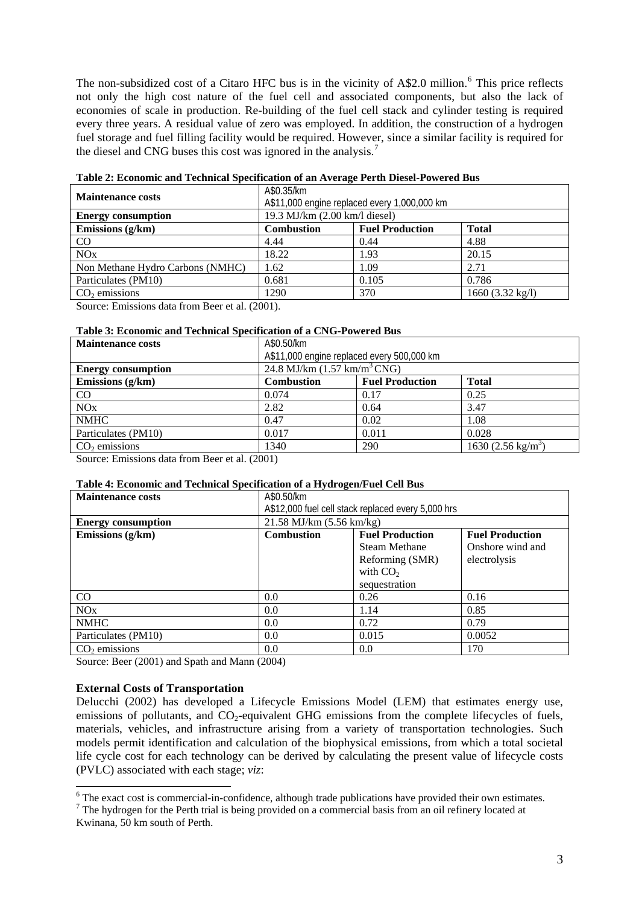The non-subsidized cost of a Citaro HFC bus is in the vicinity of A$2.0 million.[6] This price reflects not only the high cost nature of the fuel cell and associated components, but also the lack of economies of scale in production. Re-building of the fuel cell stack and cylinder testing is required every three years. A residual value of zero was employed. In addition, the construction of a hydrogen fuel storage and fuel filling facility would be required. However, since a similar facility is required for the diesel and CNG buses this cost was ignored in the analysis.[7]

**Table 2: Economic and Technical Specification of an Average Perth Diesel-Powered Bus**

| **Maintenance costs** | A$0.35/km<br>A$11,000 engine replaced every 1,000,000 km | | |
|---|---|---|---|
| **Energy consumption** | 19.3 MJ/km (2.00 km/l diesel) | | |
| **Emissions (g/km)** | **Combustion** | **Fuel Production** | **Total** |
| CO | 4.44 | 0.44 | 4.88 |
| NOx | 18.22 | 1.93 | 20.15 |
| Non Methane Hydro Carbons (NMHC) | 1.62 | 1.09 | 2.71 |
| Particulates (PM10) | 0.681 | 0.105 | 0.786 |
| $CO_2$ emissions | 1290 | 370 | 1660 (3.32 kg/l) |

Source: Emissions data from Beer et al. (2001).

**Table 3: Economic and Technical Specification of a CNG-Powered Bus**

| **Maintenance costs** | A$0.50/km<br>A$11,000 engine replaced every 500,000 km | | |
|---|---|---|---|
| **Energy consumption** | 24.8 MJ/km (1.57 km/$m^3$ CNG) | | |
| **Emissions (g/km)** | **Combustion** | **Fuel Production** | **Total** |
| CO | 0.074 | 0.17 | 0.25 |
| NOx | 2.82 | 0.64 | 3.47 |
| NMHC | 0.47 | 0.02 | 1.08 |
| Particulates (PM10) | 0.017 | 0.011 | 0.028 |
| $CO_2$ emissions | 1340 | 290 | 1630 (2.56 kg/$m^3$) |

Source: Emissions data from Beer et al. (2001)

**Table 4: Economic and Technical Specification of a Hydrogen/Fuel Cell Bus**

| **Maintenance costs** | A$0.50/km<br>A$12,000 fuel cell stack replaced every 5,000 hrs | | |
|---|---|---|---|
| **Energy consumption** | 21.58 MJ/km (5.56 km/kg) | | |
| **Emissions (g/km)** | **Combustion** | **Fuel Production**<br>Steam Methane Reforming (SMR) with $CO_2$ sequestration | **Fuel Production**<br>Onshore wind and electrolysis |
| CO | 0.0 | 0.26 | 0.16 |
| NOx | 0.0 | 1.14 | 0.85 |
| NMHC | 0.0 | 0.72 | 0.79 |
| Particulates (PM10) | 0.0 | 0.015 | 0.0052 |
| $CO_2$ emissions | 0.0 | 0.0 | 170 |

Source: Beer (2001) and Spath and Mann (2004)

**External Costs of Transportation**

Delucchi (2002) has developed a Lifecycle Emissions Model (LEM) that estimates energy use, emissions of pollutants, and $CO_2$-equivalent GHG emissions from the complete lifecycles of fuels, materials, vehicles, and infrastructure arising from a variety of transportation technologies. Such models permit identification and calculation of the biophysical emissions, from which a total societal life cycle cost for each technology can be derived by calculating the present value of lifecycle costs (PVLC) associated with each stage; *viz*:

[6] The exact cost is commercial-in-confidence, although trade publications have provided their own estimates.

[7] The hydrogen for the Perth trial is being provided on a commercial basis from an oil refinery located at Kwinana, 50 km south of Perth.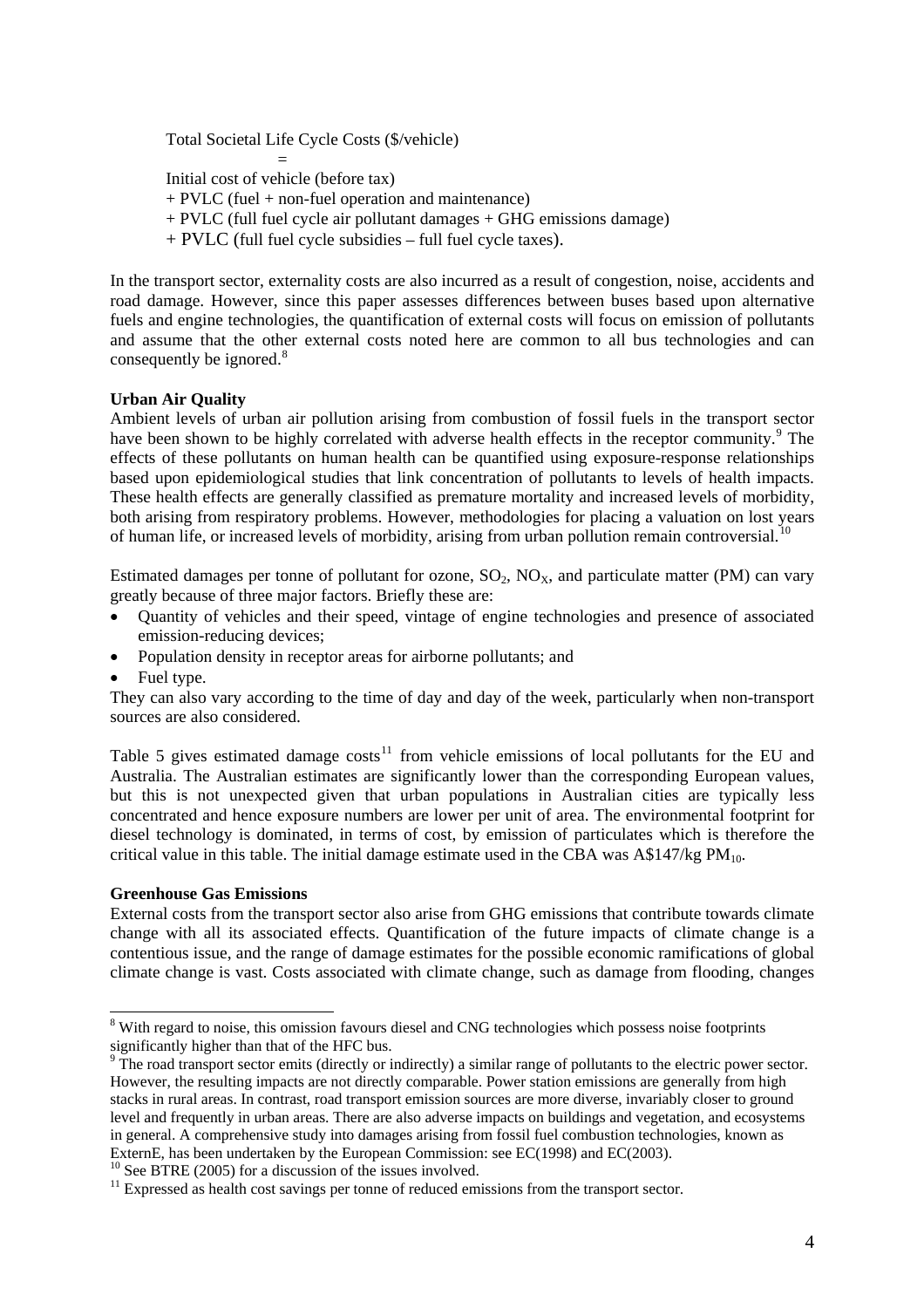Total Societal Life Cycle Costs (\$/vehicle)

=

Initial cost of vehicle (before tax)

\+ PVLC (fuel + non-fuel operation and maintenance)

\+ PVLC (full fuel cycle air pollutant damages + GHG emissions damage)

\+ PVLC (full fuel cycle subsidies – full fuel cycle taxes).

In the transport sector, externality costs are also incurred as a result of congestion, noise, accidents and road damage. However, since this paper assesses differences between buses based upon alternative fuels and engine technologies, the quantification of external costs will focus on emission of pollutants and assume that the other external costs noted here are common to all bus technologies and can consequently be ignored.[8]

**Urban Air Quality**

Ambient levels of urban air pollution arising from combustion of fossil fuels in the transport sector have been shown to be highly correlated with adverse health effects in the receptor community.[9] The effects of these pollutants on human health can be quantified using exposure-response relationships based upon epidemiological studies that link concentration of pollutants to levels of health impacts. These health effects are generally classified as premature mortality and increased levels of morbidity, both arising from respiratory problems. However, methodologies for placing a valuation on lost years of human life, or increased levels of morbidity, arising from urban pollution remain controversial.[10]

Estimated damages per tonne of pollutant for ozone, $SO_2$, $NO_X$, and particulate matter (PM) can vary greatly because of three major factors. Briefly these are:

- Quantity of vehicles and their speed, vintage of engine technologies and presence of associated emission-reducing devices;
- Population density in receptor areas for airborne pollutants; and
- Fuel type.

They can also vary according to the time of day and day of the week, particularly when non-transport sources are also considered.

Table 5 gives estimated damage costs[11] from vehicle emissions of local pollutants for the EU and Australia. The Australian estimates are significantly lower than the corresponding European values, but this is not unexpected given that urban populations in Australian cities are typically less concentrated and hence exposure numbers are lower per unit of area. The environmental footprint for diesel technology is dominated, in terms of cost, by emission of particulates which is therefore the critical value in this table. The initial damage estimate used in the CBA was A\$147/kg $PM_{10}$.

**Greenhouse Gas Emissions**

External costs from the transport sector also arise from GHG emissions that contribute towards climate change with all its associated effects. Quantification of the future impacts of climate change is a contentious issue, and the range of damage estimates for the possible economic ramifications of global climate change is vast. Costs associated with climate change, such as damage from flooding, changes

---

[8] With regard to noise, this omission favours diesel and CNG technologies which possess noise footprints significantly higher than that of the HFC bus.

[9] The road transport sector emits (directly or indirectly) a similar range of pollutants to the electric power sector. However, the resulting impacts are not directly comparable. Power station emissions are generally from high stacks in rural areas. In contrast, road transport emission sources are more diverse, invariably closer to ground level and frequently in urban areas. There are also adverse impacts on buildings and vegetation, and ecosystems in general. A comprehensive study into damages arising from fossil fuel combustion technologies, known as ExternE, has been undertaken by the European Commission: see EC(1998) and EC(2003).

[10] See BTRE (2005) for a discussion of the issues involved.

[11] Expressed as health cost savings per tonne of reduced emissions from the transport sector.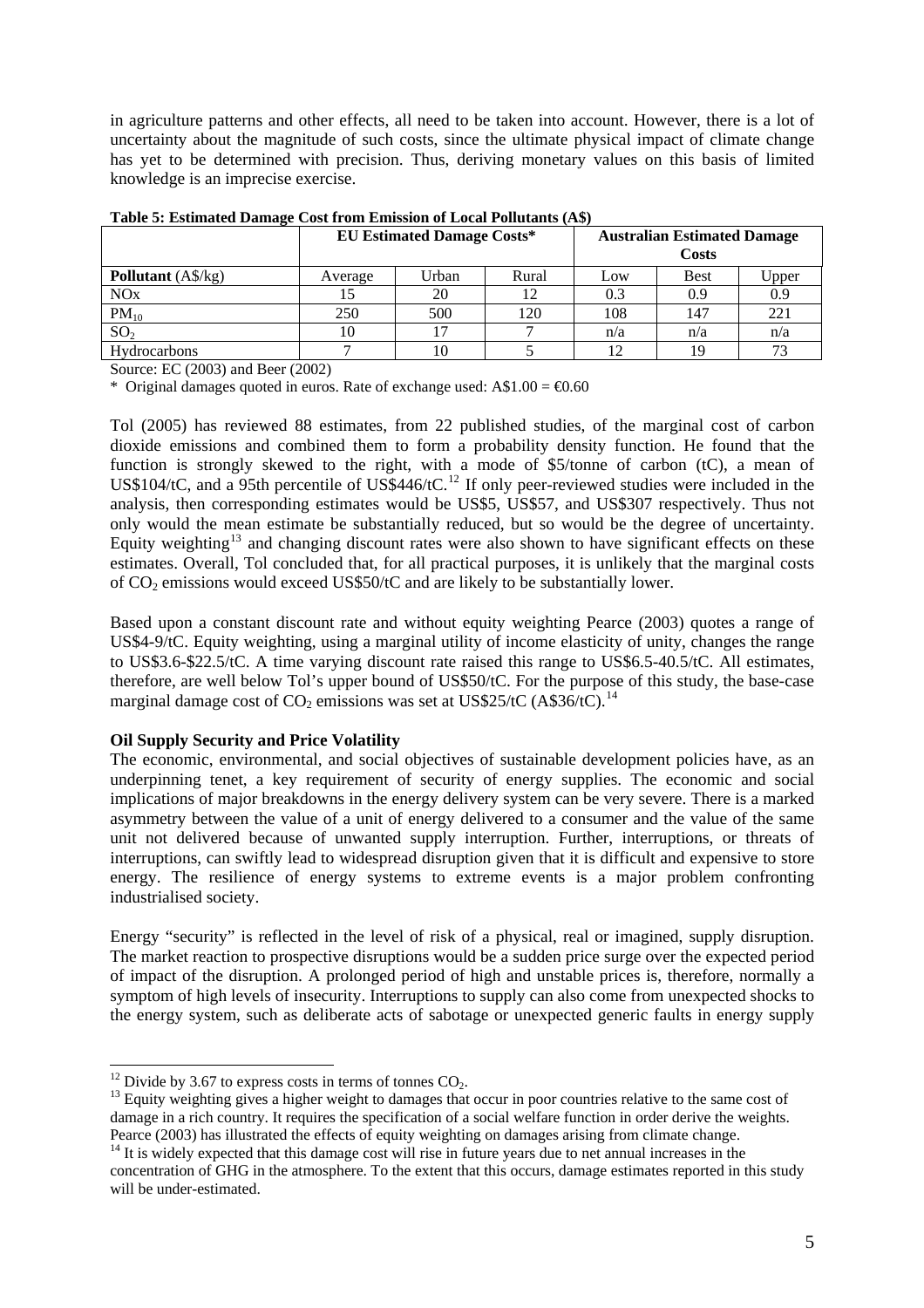in agriculture patterns and other effects, all need to be taken into account. However, there is a lot of uncertainty about the magnitude of such costs, since the ultimate physical impact of climate change has yet to be determined with precision. Thus, deriving monetary values on this basis of limited knowledge is an imprecise exercise.

**Table 5: Estimated Damage Cost from Emission of Local Pollutants (A$)**

| | EU Estimated Damage Costs* | | | Australian Estimated Damage Costs | | |
|---|---|---|---|---|---|---|
| **Pollutant** (A$/kg) | Average | Urban | Rural | Low | Best | Upper |
| NOx | 15 | 20 | 12 | 0.3 | 0.9 | 0.9 |
| $PM_{10}$ | 250 | 500 | 120 | 108 | 147 | 221 |
| $SO_2$ | 10 | 17 | 7 | n/a | n/a | n/a |
| Hydrocarbons | 7 | 10 | 5 | 12 | 19 | 73 |

Source: EC (2003) and Beer (2002)

\* Original damages quoted in euros. Rate of exchange used: A$1.00 = €0.60

Tol (2005) has reviewed 88 estimates, from 22 published studies, of the marginal cost of carbon dioxide emissions and combined them to form a probability density function. He found that the function is strongly skewed to the right, with a mode of $5/tonne of carbon (tC), a mean of US$104/tC, and a 95th percentile of US$446/tC.[12] If only peer-reviewed studies were included in the analysis, then corresponding estimates would be US$5, US$57, and US$307 respectively. Thus not only would the mean estimate be substantially reduced, but so would be the degree of uncertainty. Equity weighting[13] and changing discount rates were also shown to have significant effects on these estimates. Overall, Tol concluded that, for all practical purposes, it is unlikely that the marginal costs of $CO_2$ emissions would exceed US$50/tC and are likely to be substantially lower.

Based upon a constant discount rate and without equity weighting Pearce (2003) quotes a range of US$4-9/tC. Equity weighting, using a marginal utility of income elasticity of unity, changes the range to US$3.6-$22.5/tC. A time varying discount rate raised this range to US$6.5-40.5/tC. All estimates, therefore, are well below Tol's upper bound of US$50/tC. For the purpose of this study, the base-case marginal damage cost of $CO_2$ emissions was set at US$25/tC (A$36/tC).[14]

**Oil Supply Security and Price Volatility**

The economic, environmental, and social objectives of sustainable development policies have, as an underpinning tenet, a key requirement of security of energy supplies. The economic and social implications of major breakdowns in the energy delivery system can be very severe. There is a marked asymmetry between the value of a unit of energy delivered to a consumer and the value of the same unit not delivered because of unwanted supply interruption. Further, interruptions, or threats of interruptions, can swiftly lead to widespread disruption given that it is difficult and expensive to store energy. The resilience of energy systems to extreme events is a major problem confronting industrialised society.

Energy "security" is reflected in the level of risk of a physical, real or imagined, supply disruption. The market reaction to prospective disruptions would be a sudden price surge over the expected period of impact of the disruption. A prolonged period of high and unstable prices is, therefore, normally a symptom of high levels of insecurity. Interruptions to supply can also come from unexpected shocks to the energy system, such as deliberate acts of sabotage or unexpected generic faults in energy supply

---

[12] Divide by 3.67 to express costs in terms of tonnes $CO_2$.

[13] Equity weighting gives a higher weight to damages that occur in poor countries relative to the same cost of damage in a rich country. It requires the specification of a social welfare function in order derive the weights. Pearce (2003) has illustrated the effects of equity weighting on damages arising from climate change.

[14] It is widely expected that this damage cost will rise in future years due to net annual increases in the concentration of GHG in the atmosphere. To the extent that this occurs, damage estimates reported in this study will be under-estimated.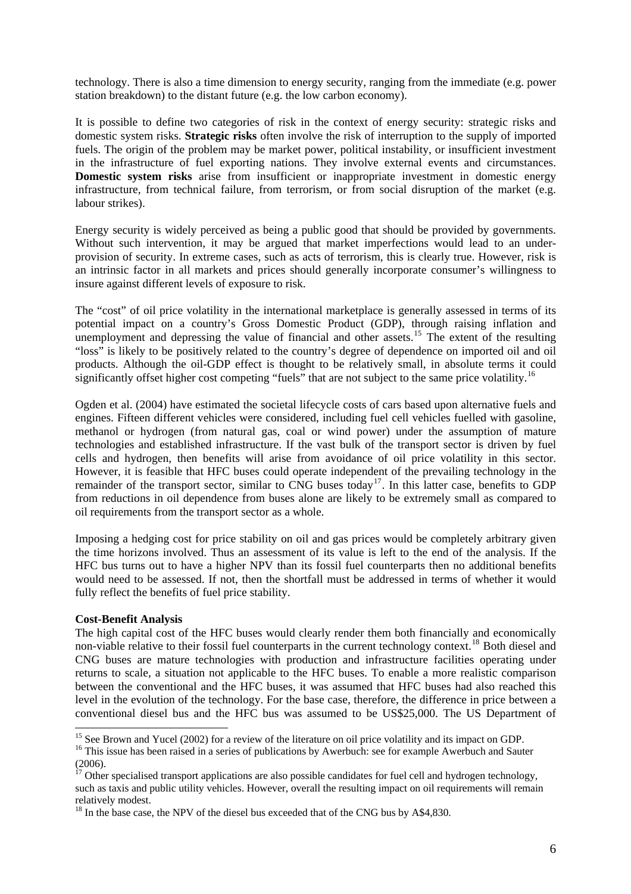technology. There is also a time dimension to energy security, ranging from the immediate (e.g. power station breakdown) to the distant future (e.g. the low carbon economy).

It is possible to define two categories of risk in the context of energy security: strategic risks and domestic system risks. **Strategic risks** often involve the risk of interruption to the supply of imported fuels. The origin of the problem may be market power, political instability, or insufficient investment in the infrastructure of fuel exporting nations. They involve external events and circumstances. **Domestic system risks** arise from insufficient or inappropriate investment in domestic energy infrastructure, from technical failure, from terrorism, or from social disruption of the market (e.g. labour strikes).

Energy security is widely perceived as being a public good that should be provided by governments. Without such intervention, it may be argued that market imperfections would lead to an under-provision of security. In extreme cases, such as acts of terrorism, this is clearly true. However, risk is an intrinsic factor in all markets and prices should generally incorporate consumer's willingness to insure against different levels of exposure to risk.

The "cost" of oil price volatility in the international marketplace is generally assessed in terms of its potential impact on a country's Gross Domestic Product (GDP), through raising inflation and unemployment and depressing the value of financial and other assets.[15] The extent of the resulting "loss" is likely to be positively related to the country's degree of dependence on imported oil and oil products. Although the oil-GDP effect is thought to be relatively small, in absolute terms it could significantly offset higher cost competing "fuels" that are not subject to the same price volatility.[16]

Ogden et al. (2004) have estimated the societal lifecycle costs of cars based upon alternative fuels and engines. Fifteen different vehicles were considered, including fuel cell vehicles fuelled with gasoline, methanol or hydrogen (from natural gas, coal or wind power) under the assumption of mature technologies and established infrastructure. If the vast bulk of the transport sector is driven by fuel cells and hydrogen, then benefits will arise from avoidance of oil price volatility in this sector. However, it is feasible that HFC buses could operate independent of the prevailing technology in the remainder of the transport sector, similar to CNG buses today[17]. In this latter case, benefits to GDP from reductions in oil dependence from buses alone are likely to be extremely small as compared to oil requirements from the transport sector as a whole.

Imposing a hedging cost for price stability on oil and gas prices would be completely arbitrary given the time horizons involved. Thus an assessment of its value is left to the end of the analysis. If the HFC bus turns out to have a higher NPV than its fossil fuel counterparts then no additional benefits would need to be assessed. If not, then the shortfall must be addressed in terms of whether it would fully reflect the benefits of fuel price stability.

**Cost-Benefit Analysis**

The high capital cost of the HFC buses would clearly render them both financially and economically non-viable relative to their fossil fuel counterparts in the current technology context.[18] Both diesel and CNG buses are mature technologies with production and infrastructure facilities operating under returns to scale, a situation not applicable to the HFC buses. To enable a more realistic comparison between the conventional and the HFC buses, it was assumed that HFC buses had also reached this level in the evolution of the technology. For the base case, therefore, the difference in price between a conventional diesel bus and the HFC bus was assumed to be US$25,000. The US Department of

---

[15] See Brown and Yucel (2002) for a review of the literature on oil price volatility and its impact on GDP.

[16] This issue has been raised in a series of publications by Awerbuch: see for example Awerbuch and Sauter (2006).

[17] Other specialised transport applications are also possible candidates for fuel cell and hydrogen technology, such as taxis and public utility vehicles. However, overall the resulting impact on oil requirements will remain relatively modest.

[18] In the base case, the NPV of the diesel bus exceeded that of the CNG bus by A$4,830.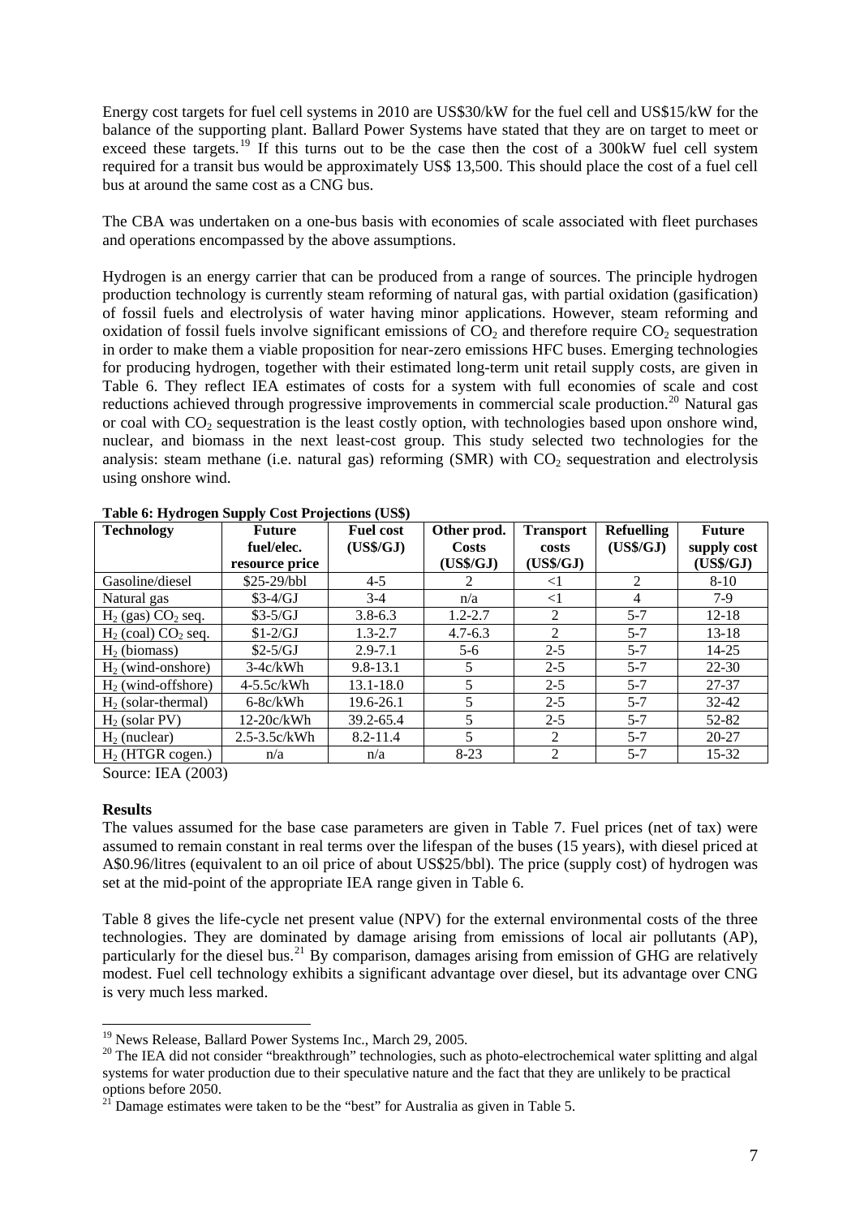Energy cost targets for fuel cell systems in 2010 are US$30/kW for the fuel cell and US$15/kW for the balance of the supporting plant. Ballard Power Systems have stated that they are on target to meet or exceed these targets.[19] If this turns out to be the case then the cost of a 300kW fuel cell system required for a transit bus would be approximately US$ 13,500. This should place the cost of a fuel cell bus at around the same cost as a CNG bus.

The CBA was undertaken on a one-bus basis with economies of scale associated with fleet purchases and operations encompassed by the above assumptions.

Hydrogen is an energy carrier that can be produced from a range of sources. The principle hydrogen production technology is currently steam reforming of natural gas, with partial oxidation (gasification) of fossil fuels and electrolysis of water having minor applications. However, steam reforming and oxidation of fossil fuels involve significant emissions of $CO_2$ and therefore require $CO_2$ sequestration in order to make them a viable proposition for near-zero emissions HFC buses. Emerging technologies for producing hydrogen, together with their estimated long-term unit retail supply costs, are given in Table 6. They reflect IEA estimates of costs for a system with full economies of scale and cost reductions achieved through progressive improvements in commercial scale production.[20] Natural gas or coal with $CO_2$ sequestration is the least costly option, with technologies based upon onshore wind, nuclear, and biomass in the next least-cost group. This study selected two technologies for the analysis: steam methane (i.e. natural gas) reforming (SMR) with $CO_2$ sequestration and electrolysis using onshore wind.

**Table 6: Hydrogen Supply Cost Projections (US$)**

| Technology | Future fuel/elec. resource price | Fuel cost (US$/GJ) | Other prod. Costs (US$/GJ) | Transport costs (US$/GJ) | Refuelling (US$/GJ) | Future supply cost (US$/GJ) |
|---|---|---|---|---|---|---|
| Gasoline/diesel | $25-29/bbl | 4-5 | 2 | <1 | 2 | 8-10 |
| Natural gas | $3-4/GJ | 3-4 | n/a | <1 | 4 | 7-9 |
| $H_2$ (gas) $CO_2$ seq. | $3-5/GJ | 3.8-6.3 | 1.2-2.7 | 2 | 5-7 | 12-18 |
| $H_2$ (coal) $CO_2$ seq. | $1-2/GJ | 1.3-2.7 | 4.7-6.3 | 2 | 5-7 | 13-18 |
| $H_2$ (biomass) | $2-5/GJ | 2.9-7.1 | 5-6 | 2-5 | 5-7 | 14-25 |
| $H_2$ (wind-onshore) | 3-4c/kWh | 9.8-13.1 | 5 | 2-5 | 5-7 | 22-30 |
| $H_2$ (wind-offshore) | 4-5.5c/kWh | 13.1-18.0 | 5 | 2-5 | 5-7 | 27-37 |
| $H_2$ (solar-thermal) | 6-8c/kWh | 19.6-26.1 | 5 | 2-5 | 5-7 | 32-42 |
| $H_2$ (solar PV) | 12-20c/kWh | 39.2-65.4 | 5 | 2-5 | 5-7 | 52-82 |
| $H_2$ (nuclear) | 2.5-3.5c/kWh | 8.2-11.4 | 5 | 2 | 5-7 | 20-27 |
| $H_2$ (HTGR cogen.) | n/a | n/a | 8-23 | 2 | 5-7 | 15-32 |

Source: IEA (2003)

**Results**

The values assumed for the base case parameters are given in Table 7. Fuel prices (net of tax) were assumed to remain constant in real terms over the lifespan of the buses (15 years), with diesel priced at A$0.96/litres (equivalent to an oil price of about US$25/bbl). The price (supply cost) of hydrogen was set at the mid-point of the appropriate IEA range given in Table 6.

Table 8 gives the life-cycle net present value (NPV) for the external environmental costs of the three technologies. They are dominated by damage arising from emissions of local air pollutants (AP), particularly for the diesel bus.[21] By comparison, damages arising from emission of GHG are relatively modest. Fuel cell technology exhibits a significant advantage over diesel, but its advantage over CNG is very much less marked.

---

[19] News Release, Ballard Power Systems Inc., March 29, 2005.

[20] The IEA did not consider "breakthrough" technologies, such as photo-electrochemical water splitting and algal systems for water production due to their speculative nature and the fact that they are unlikely to be practical options before 2050.

[21] Damage estimates were taken to be the "best" for Australia as given in Table 5.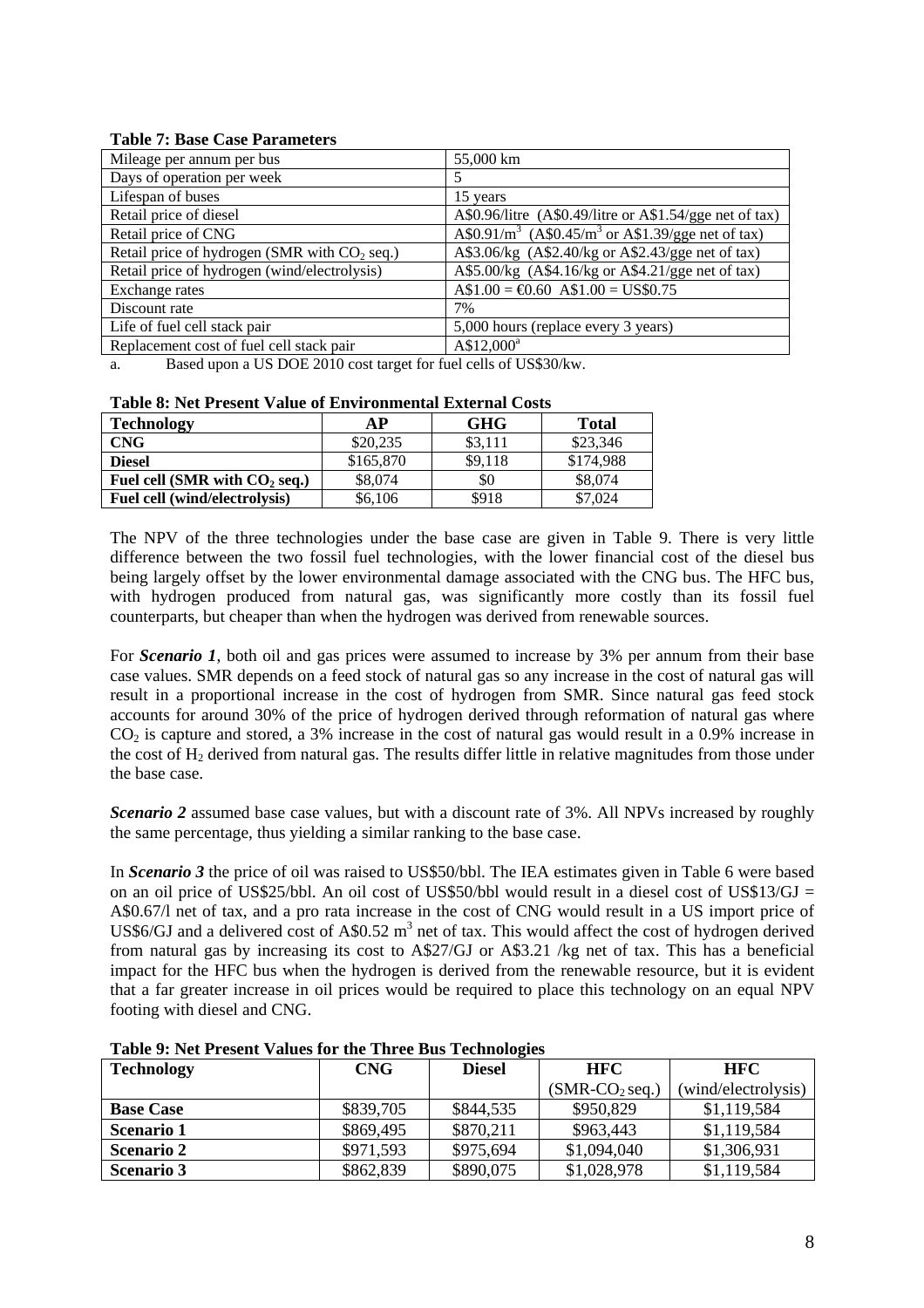**Table 7: Base Case Parameters**

| | |
|---|---|
| Mileage per annum per bus | 55,000 km |
| Days of operation per week | 5 |
| Lifespan of buses | 15 years |
| Retail price of diesel | A\$0.96/litre (A\$0.49/litre or A\$1.54/gge net of tax) |
| Retail price of CNG | A\$0.91/$m^3$ (A\$0.45/$m^3$ or A\$1.39/gge net of tax) |
| Retail price of hydrogen (SMR with $CO_2$ seq.) | A\$3.06/kg (A\$2.40/kg or A\$2.43/gge net of tax) |
| Retail price of hydrogen (wind/electrolysis) | A\$5.00/kg (A\$4.16/kg or A\$4.21/gge net of tax) |
| Exchange rates | A\$1.00 = €0.60 A\$1.00 = US\$0.75 |
| Discount rate | 7% |
| Life of fuel cell stack pair | 5,000 hours (replace every 3 years) |
| Replacement cost of fuel cell stack pair | A\$12,000[a] |

a. Based upon a US DOE 2010 cost target for fuel cells of US\$30/kw.

**Table 8: Net Present Value of Environmental External Costs**

| Technology | AP | GHG | Total |
|---|---|---|---|
| **CNG** | \$20,235 | \$3,111 | \$23,346 |
| **Diesel** | \$165,870 | \$9,118 | \$174,988 |
| **Fuel cell (SMR with $CO_2$ seq.)** | \$8,074 | \$0 | \$8,074 |
| **Fuel cell (wind/electrolysis)** | \$6,106 | \$918 | \$7,024 |

The NPV of the three technologies under the base case are given in Table 9. There is very little difference between the two fossil fuel technologies, with the lower financial cost of the diesel bus being largely offset by the lower environmental damage associated with the CNG bus. The HFC bus, with hydrogen produced from natural gas, was significantly more costly than its fossil fuel counterparts, but cheaper than when the hydrogen was derived from renewable sources.

For ***Scenario 1***, both oil and gas prices were assumed to increase by 3% per annum from their base case values. SMR depends on a feed stock of natural gas so any increase in the cost of natural gas will result in a proportional increase in the cost of hydrogen from SMR. Since natural gas feed stock accounts for around 30% of the price of hydrogen derived through reformation of natural gas where $CO_2$ is capture and stored, a 3% increase in the cost of natural gas would result in a 0.9% increase in the cost of $H_2$ derived from natural gas. The results differ little in relative magnitudes from those under the base case.

***Scenario 2*** assumed base case values, but with a discount rate of 3%. All NPVs increased by roughly the same percentage, thus yielding a similar ranking to the base case.

In ***Scenario 3*** the price of oil was raised to US\$50/bbl. The IEA estimates given in Table 6 were based on an oil price of US\$25/bbl. An oil cost of US\$50/bbl would result in a diesel cost of US\$13/GJ = A\$0.67/l net of tax, and a pro rata increase in the cost of CNG would result in a US import price of US\$6/GJ and a delivered cost of A\$0.52 $m^3$ net of tax. This would affect the cost of hydrogen derived from natural gas by increasing its cost to A\$27/GJ or A\$3.21 /kg net of tax. This has a beneficial impact for the HFC bus when the hydrogen is derived from the renewable resource, but it is evident that a far greater increase in oil prices would be required to place this technology on an equal NPV footing with diesel and CNG.

**Table 9: Net Present Values for the Three Bus Technologies**

| Technology | CNG | Diesel | HFC (SMR-$CO_2$ seq.) | HFC (wind/electrolysis) |
|---|---|---|---|---|
| **Base Case** | \$839,705 | \$844,535 | \$950,829 | \$1,119,584 |
| **Scenario 1** | \$869,495 | \$870,211 | \$963,443 | \$1,119,584 |
| **Scenario 2** | \$971,593 | \$975,694 | \$1,094,040 | \$1,306,931 |
| **Scenario 3** | \$862,839 | \$890,075 | \$1,028,978 | \$1,119,584 |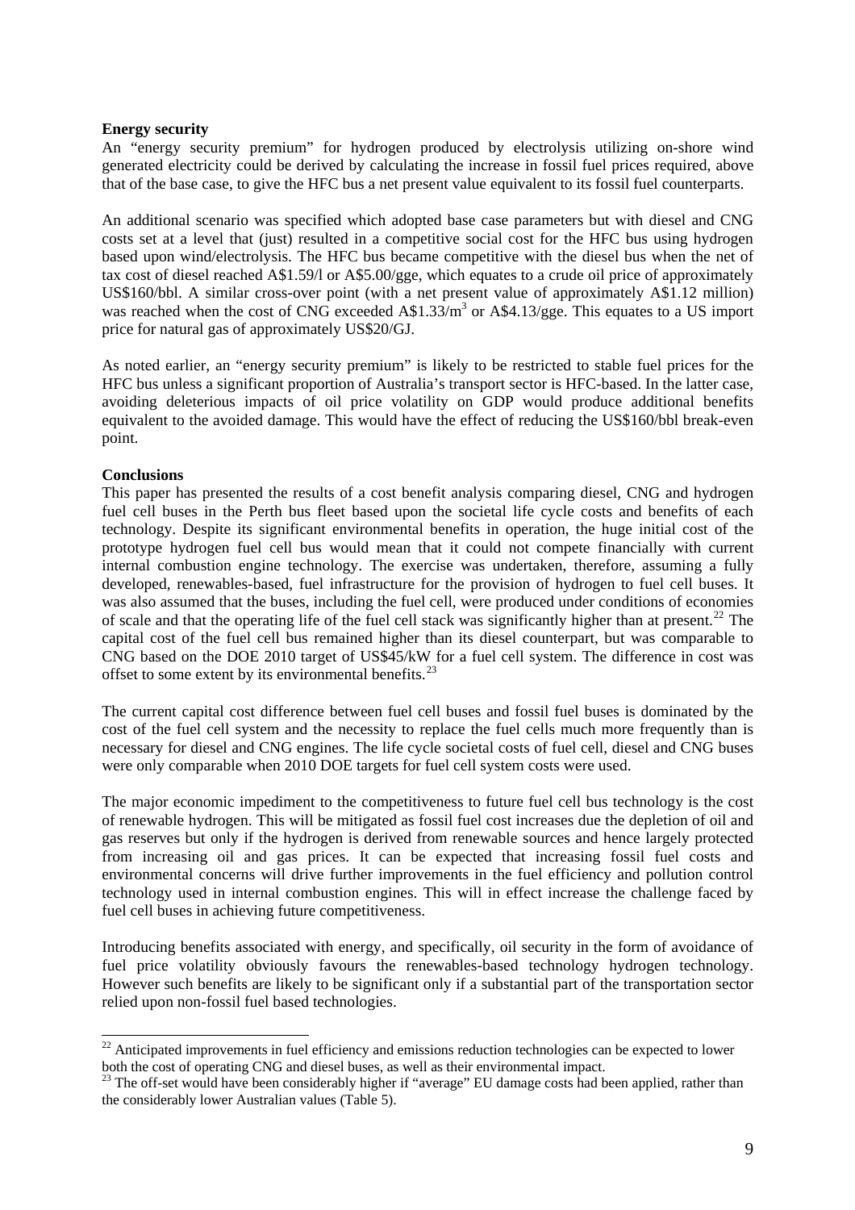**Energy security**

An "energy security premium" for hydrogen produced by electrolysis utilizing on-shore wind generated electricity could be derived by calculating the increase in fossil fuel prices required, above that of the base case, to give the HFC bus a net present value equivalent to its fossil fuel counterparts.

An additional scenario was specified which adopted base case parameters but with diesel and CNG costs set at a level that (just) resulted in a competitive social cost for the HFC bus using hydrogen based upon wind/electrolysis. The HFC bus became competitive with the diesel bus when the net of tax cost of diesel reached A$1.59/l or A$5.00/gge, which equates to a crude oil price of approximately US$160/bbl. A similar cross-over point (with a net present value of approximately A$1.12 million) was reached when the cost of CNG exceeded A$1.33/$m^3$ or A$4.13/gge. This equates to a US import price for natural gas of approximately US$20/GJ.

As noted earlier, an "energy security premium" is likely to be restricted to stable fuel prices for the HFC bus unless a significant proportion of Australia's transport sector is HFC-based. In the latter case, avoiding deleterious impacts of oil price volatility on GDP would produce additional benefits equivalent to the avoided damage. This would have the effect of reducing the US$160/bbl break-even point.

**Conclusions**

This paper has presented the results of a cost benefit analysis comparing diesel, CNG and hydrogen fuel cell buses in the Perth bus fleet based upon the societal life cycle costs and benefits of each technology. Despite its significant environmental benefits in operation, the huge initial cost of the prototype hydrogen fuel cell bus would mean that it could not compete financially with current internal combustion engine technology. The exercise was undertaken, therefore, assuming a fully developed, renewables-based, fuel infrastructure for the provision of hydrogen to fuel cell buses. It was also assumed that the buses, including the fuel cell, were produced under conditions of economies of scale and that the operating life of the fuel cell stack was significantly higher than at present.[22] The capital cost of the fuel cell bus remained higher than its diesel counterpart, but was comparable to CNG based on the DOE 2010 target of US$45/kW for a fuel cell system. The difference in cost was offset to some extent by its environmental benefits.[23]

The current capital cost difference between fuel cell buses and fossil fuel buses is dominated by the cost of the fuel cell system and the necessity to replace the fuel cells much more frequently than is necessary for diesel and CNG engines. The life cycle societal costs of fuel cell, diesel and CNG buses were only comparable when 2010 DOE targets for fuel cell system costs were used.

The major economic impediment to the competitiveness to future fuel cell bus technology is the cost of renewable hydrogen. This will be mitigated as fossil fuel cost increases due the depletion of oil and gas reserves but only if the hydrogen is derived from renewable sources and hence largely protected from increasing oil and gas prices. It can be expected that increasing fossil fuel costs and environmental concerns will drive further improvements in the fuel efficiency and pollution control technology used in internal combustion engines. This will in effect increase the challenge faced by fuel cell buses in achieving future competitiveness.

Introducing benefits associated with energy, and specifically, oil security in the form of avoidance of fuel price volatility obviously favours the renewables-based technology hydrogen technology. However such benefits are likely to be significant only if a substantial part of the transportation sector relied upon non-fossil fuel based technologies.

---

[22] Anticipated improvements in fuel efficiency and emissions reduction technologies can be expected to lower both the cost of operating CNG and diesel buses, as well as their environmental impact.

[23] The off-set would have been considerably higher if "average" EU damage costs had been applied, rather than the considerably lower Australian values (Table 5).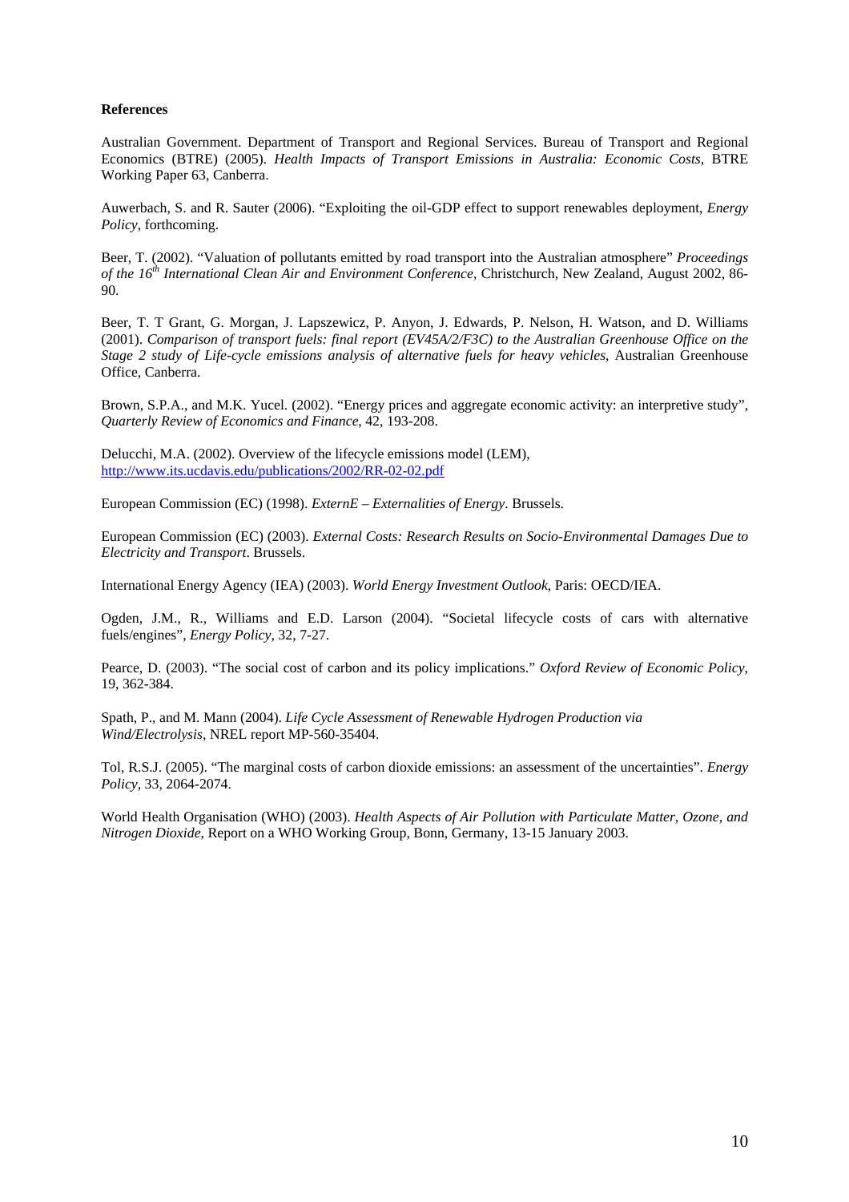**References**

Australian Government. Department of Transport and Regional Services. Bureau of Transport and Regional Economics (BTRE) (2005). *Health Impacts of Transport Emissions in Australia: Economic Costs*, BTRE Working Paper 63, Canberra.

Auwerbach, S. and R. Sauter (2006). "Exploiting the oil-GDP effect to support renewables deployment, *Energy Policy*, forthcoming.

Beer, T. (2002). "Valuation of pollutants emitted by road transport into the Australian atmosphere" *Proceedings of the 16th International Clean Air and Environment Conference*, Christchurch, New Zealand, August 2002, 86-90.

Beer, T. T Grant, G. Morgan, J. Lapszewicz, P. Anyon, J. Edwards, P. Nelson, H. Watson, and D. Williams (2001). *Comparison of transport fuels: final report (EV45A/2/F3C) to the Australian Greenhouse Office on the Stage 2 study of Life-cycle emissions analysis of alternative fuels for heavy vehicles*, Australian Greenhouse Office, Canberra.

Brown, S.P.A., and M.K. Yucel. (2002). "Energy prices and aggregate economic activity: an interpretive study", *Quarterly Review of Economics and Finance*, 42, 193-208.

Delucchi, M.A. (2002). Overview of the lifecycle emissions model (LEM), http://www.its.ucdavis.edu/publications/2002/RR-02-02.pdf

European Commission (EC) (1998). *ExternE – Externalities of Energy*. Brussels.

European Commission (EC) (2003). *External Costs: Research Results on Socio-Environmental Damages Due to Electricity and Transport*. Brussels.

International Energy Agency (IEA) (2003). *World Energy Investment Outlook*, Paris: OECD/IEA.

Ogden, J.M., R., Williams and E.D. Larson (2004). "Societal lifecycle costs of cars with alternative fuels/engines", *Energy Policy*, 32, 7-27.

Pearce, D. (2003). "The social cost of carbon and its policy implications." *Oxford Review of Economic Policy*, 19, 362-384.

Spath, P., and M. Mann (2004). *Life Cycle Assessment of Renewable Hydrogen Production via Wind/Electrolysis*, NREL report MP-560-35404.

Tol, R.S.J. (2005). "The marginal costs of carbon dioxide emissions: an assessment of the uncertainties". *Energy Policy*, 33, 2064-2074.

World Health Organisation (WHO) (2003). *Health Aspects of Air Pollution with Particulate Matter, Ozone, and Nitrogen Dioxide*, Report on a WHO Working Group, Bonn, Germany, 13-15 January 2003.